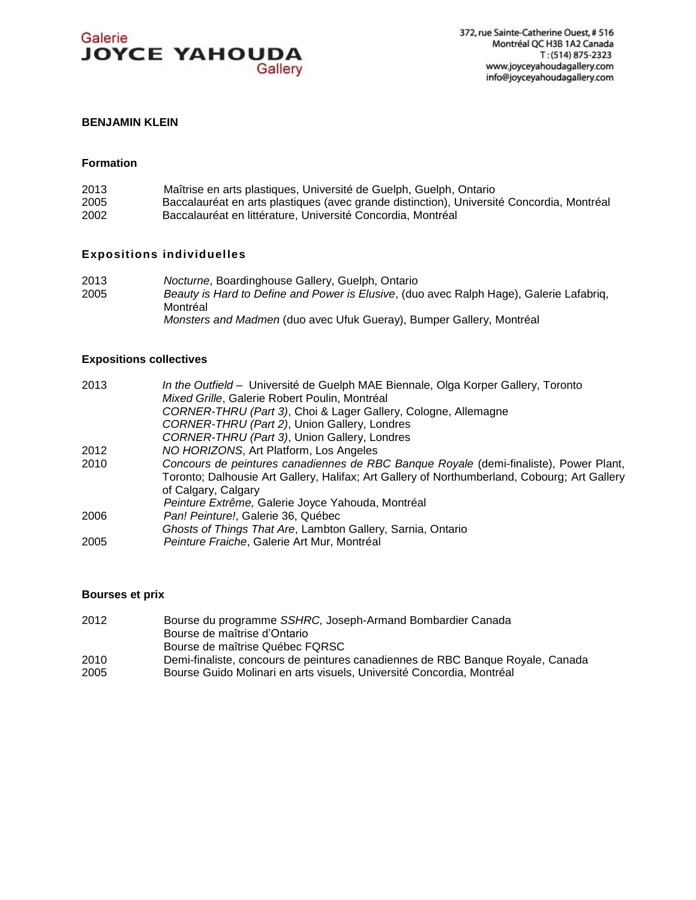Galerie
**JOYCE YAHOUDA**
Gallery

372, rue Sainte-Catherine Ouest, # 516
Montréal QC H3B 1A2 Canada
T : (514) 875-2323
www.joyceyahoudagallery.com
info@joyceyahoudagallery.com

# BENJAMIN KLEIN

## Formation

2013 Maîtrise en arts plastiques, Université de Guelph, Guelph, Ontario
2005 Baccalauréat en arts plastiques (avec grande distinction), Université Concordia, Montréal
2002 Baccalauréat en littérature, Université Concordia, Montréal

## Expositions individuelles

2013 *Nocturne*, Boardinghouse Gallery, Guelph, Ontario
2005 *Beauty is Hard to Define and Power is Elusive*, (duo avec Ralph Hage), Galerie Lafabriq, Montréal
*Monsters and Madmen* (duo avec Ufuk Gueray), Bumper Gallery, Montréal

## Expositions collectives

2013 *In the Outfield* – Université de Guelph MAE Biennale, Olga Korper Gallery, Toronto
*Mixed Grille*, Galerie Robert Poulin, Montréal
*CORNER-THRU (Part 3)*, Choi & Lager Gallery, Cologne, Allemagne
*CORNER-THRU (Part 2)*, Union Gallery, Londres
*CORNER-THRU (Part 3)*, Union Gallery, Londres
2012 *NO HORIZONS*, Art Platform, Los Angeles
2010 *Concours de peintures canadiennes de RBC Banque Royale* (demi-finaliste), Power Plant, Toronto; Dalhousie Art Gallery, Halifax; Art Gallery of Northumberland, Cobourg; Art Gallery of Calgary, Calgary
*Peinture Extrême,* Galerie Joyce Yahouda, Montréal
2006 *Pan! Peinture!*, Galerie 36, Québec
*Ghosts of Things That Are*, Lambton Gallery, Sarnia, Ontario
2005 *Peinture Fraiche*, Galerie Art Mur, Montréal

## Bourses et prix

2012 Bourse du programme *SSHRC,* Joseph-Armand Bombardier Canada
Bourse de maîtrise d'Ontario
Bourse de maîtrise Québec FQRSC
2010 Demi-finaliste, concours de peintures canadiennes de RBC Banque Royale, Canada
2005 Bourse Guido Molinari en arts visuels, Université Concordia, Montréal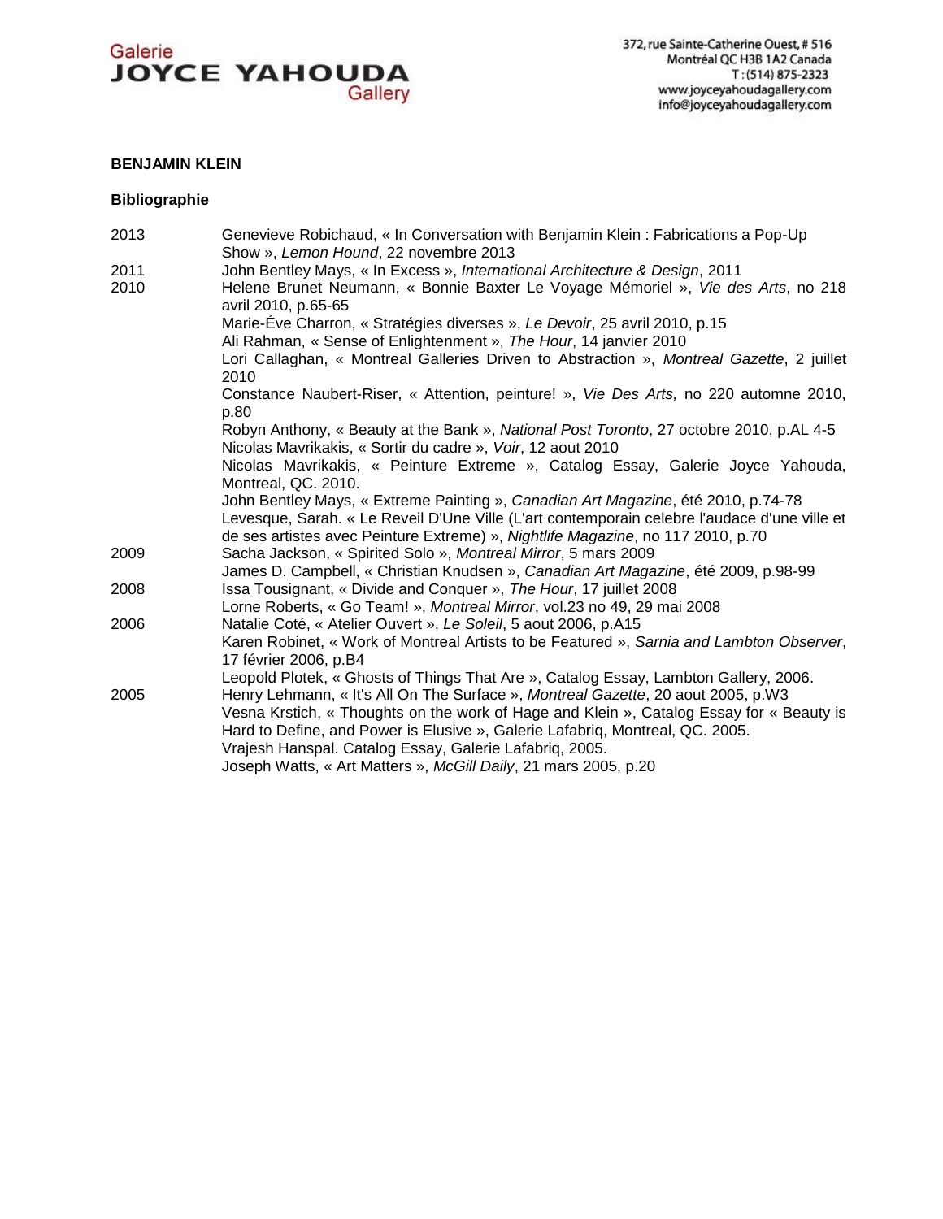Galerie
**JOYCE YAHOUDA**
Gallery

372, rue Sainte-Catherine Ouest, # 516
Montréal QC H3B 1A2 Canada
T : (514) 875-2323
www.joyceyahoudagallery.com
info@joyceyahoudagallery.com

**BENJAMIN KLEIN**

**Bibliographie**

| | |
|---|---|
| 2013 | Genevieve Robichaud, « In Conversation with Benjamin Klein : Fabrications a Pop-Up Show », *Lemon Hound*, 22 novembre 2013 |
| 2011 | John Bentley Mays, « In Excess », *International Architecture & Design*, 2011 |
| 2010 | Helene Brunet Neumann, « Bonnie Baxter Le Voyage Mémoriel », *Vie des Arts*, no 218 avril 2010, p.65-65 |
| | Marie-Éve Charron, « Stratégies diverses », *Le Devoir*, 25 avril 2010, p.15 |
| | Ali Rahman, « Sense of Enlightenment », *The Hour*, 14 janvier 2010 |
| | Lori Callaghan, « Montreal Galleries Driven to Abstraction », *Montreal Gazette*, 2 juillet 2010 |
| | Constance Naubert-Riser, « Attention, peinture! », *Vie Des Arts,* no 220 automne 2010, p.80 |
| | Robyn Anthony, « Beauty at the Bank », *National Post Toronto*, 27 octobre 2010, p.AL 4-5 |
| | Nicolas Mavrikakis, « Sortir du cadre », *Voir*, 12 aout 2010 |
| | Nicolas Mavrikakis, « Peinture Extreme », Catalog Essay, Galerie Joyce Yahouda, Montreal, QC. 2010. |
| | John Bentley Mays, « Extreme Painting », *Canadian Art Magazine*, été 2010, p.74-78 |
| | Levesque, Sarah. « Le Reveil D'Une Ville (L'art contemporain celebre l'audace d'une ville et de ses artistes avec Peinture Extreme) », *Nightlife Magazine*, no 117 2010, p.70 |
| 2009 | Sacha Jackson, « Spirited Solo », *Montreal Mirror*, 5 mars 2009 |
| | James D. Campbell, « Christian Knudsen », *Canadian Art Magazine*, été 2009, p.98-99 |
| 2008 | Issa Tousignant, « Divide and Conquer », *The Hour*, 17 juillet 2008 |
| | Lorne Roberts, « Go Team! », *Montreal Mirror*, vol.23 no 49, 29 mai 2008 |
| 2006 | Natalie Coté, « Atelier Ouvert », *Le Soleil*, 5 aout 2006, p.A15 |
| | Karen Robinet, « Work of Montreal Artists to be Featured », *Sarnia and Lambton Observer*, 17 février 2006, p.B4 |
| | Leopold Plotek, « Ghosts of Things That Are », Catalog Essay, Lambton Gallery, 2006. |
| 2005 | Henry Lehmann, « It's All On The Surface », *Montreal Gazette*, 20 aout 2005, p.W3 |
| | Vesna Krstich, « Thoughts on the work of Hage and Klein », Catalog Essay for « Beauty is Hard to Define, and Power is Elusive », Galerie Lafabriq, Montreal, QC. 2005. |
| | Vrajesh Hanspal. Catalog Essay, Galerie Lafabriq, 2005. |
| | Joseph Watts, « Art Matters », *McGill Daily*, 21 mars 2005, p.20 |